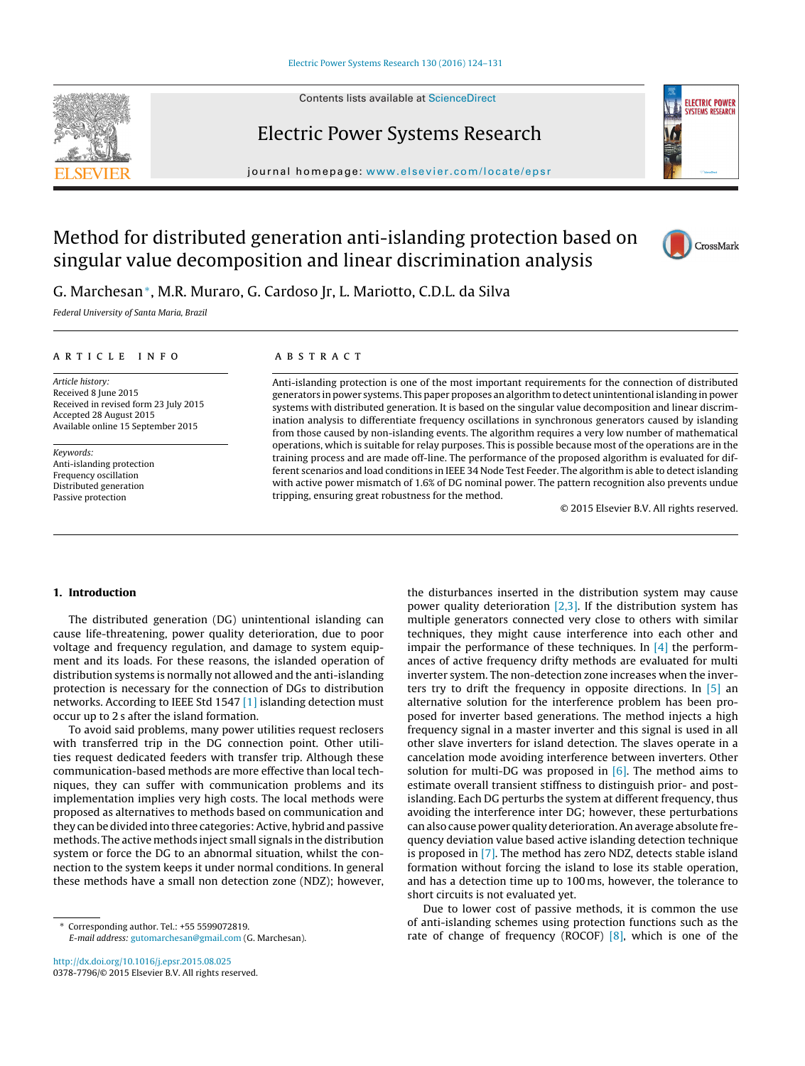# Method for distributed generation anti-islanding protection based on singular value decomposition and linear discrimination analysis

G. Marchesan*, M.R. Muraro, G. Cardoso Jr, L. Mariotto, C.D.L. da Silva

*Federal University of Santa Maria, Brazil*

## ARTICLE INFO

*Article history:*
Received 8 June 2015
Received in revised form 23 July 2015
Accepted 28 August 2015
Available online 15 September 2015

*Keywords:*
Anti-islanding protection
Frequency oscillation
Distributed generation
Passive protection

## ABSTRACT

Anti-islanding protection is one of the most important requirements for the connection of distributed generators in power systems. This paper proposes an algorithm to detect unintentional islanding in power systems with distributed generation. It is based on the singular value decomposition and linear discrimination analysis to differentiate frequency oscillations in synchronous generators caused by islanding from those caused by non-islanding events. The algorithm requires a very low number of mathematical operations, which is suitable for relay purposes. This is possible because most of the operations are in the training process and are made off-line. The performance of the proposed algorithm is evaluated for different scenarios and load conditions in IEEE 34 Node Test Feeder. The algorithm is able to detect islanding with active power mismatch of 1.6% of DG nominal power. The pattern recognition also prevents undue tripping, ensuring great robustness for the method.

© 2015 Elsevier B.V. All rights reserved.

## 1. Introduction

The distributed generation (DG) unintentional islanding can cause life-threatening, power quality deterioration, due to poor voltage and frequency regulation, and damage to system equipment and its loads. For these reasons, the islanded operation of distribution systems is normally not allowed and the anti-islanding protection is necessary for the connection of DGs to distribution networks. According to IEEE Std 1547 [1] islanding detection must occur up to 2 s after the island formation.

To avoid said problems, many power utilities request reclosers with transferred trip in the DG connection point. Other utilities request dedicated feeders with transfer trip. Although these communication-based methods are more effective than local techniques, they can suffer with communication problems and its implementation implies very high costs. The local methods were proposed as alternatives to methods based on communication and they can be divided into three categories: Active, hybrid and passive methods. The active methods inject small signals in the distribution system or force the DG to an abnormal situation, whilst the connection to the system keeps it under normal conditions. In general these methods have a small non detection zone (NDZ); however, the disturbances inserted in the distribution system may cause power quality deterioration [2,3]. If the distribution system has multiple generators connected very close to others with similar techniques, they might cause interference into each other and impair the performance of these techniques. In [4] the performances of active frequency drifty methods are evaluated for multi inverter system. The non-detection zone increases when the inverters try to drift the frequency in opposite directions. In [5] an alternative solution for the interference problem has been proposed for inverter based generations. The method injects a high frequency signal in a master inverter and this signal is used in all other slave inverters for island detection. The slaves operate in a cancelation mode avoiding interference between inverters. Other solution for multi-DG was proposed in [6]. The method aims to estimate overall transient stiffness to distinguish prior- and post-islanding. Each DG perturbs the system at different frequency, thus avoiding the interference inter DG; however, these perturbations can also cause power quality deterioration. An average absolute frequency deviation value based active islanding detection technique is proposed in [7]. The method has zero NDZ, detects stable island formation without forcing the island to lose its stable operation, and has a detection time up to 100 ms, however, the tolerance to short circuits is not evaluated yet.

Due to lower cost of passive methods, it is common the use of anti-islanding schemes using protection functions such as the rate of change of frequency (ROCOF) [8], which is one of the

* Corresponding author. Tel.: +55 5599072819.
*E-mail address:* gutomarchesan@gmail.com (G. Marchesan).

http://dx.doi.org/10.1016/j.epsr.2015.08.025
0378-7796/© 2015 Elsevier B.V. All rights reserved.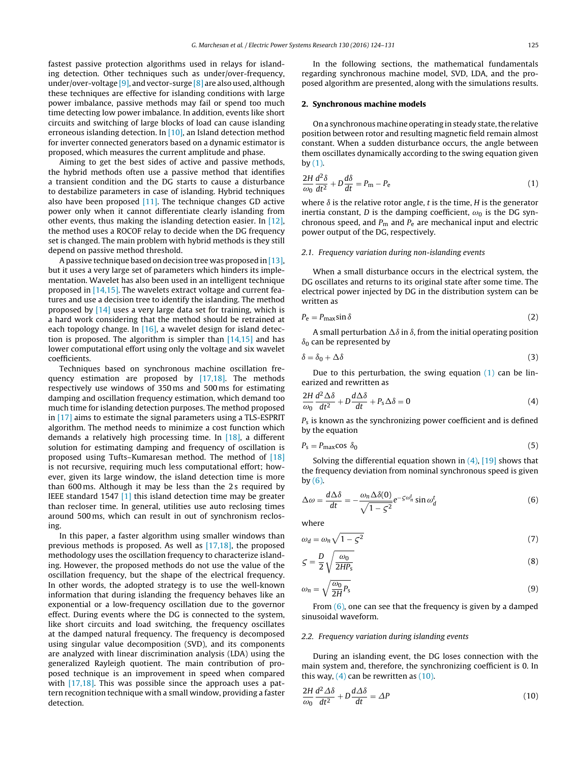fastest passive protection algorithms used in relays for islanding detection. Other techniques such as under/over-frequency, under/over-voltage [9], and vector-surge [8] are also used, although these techniques are effective for islanding conditions with large power imbalance, passive methods may fail or spend too much time detecting low power imbalance. In addition, events like short circuits and switching of large blocks of load can cause islanding erroneous islanding detection. In [10], an Island detection method for inverter connected generators based on a dynamic estimator is proposed, which measures the current amplitude and phase.

Aiming to get the best sides of active and passive methods, the hybrid methods often use a passive method that identifies a transient condition and the DG starts to cause a disturbance to destabilize parameters in case of islanding. Hybrid techniques also have been proposed [11]. The technique changes GD active power only when it cannot differentiate clearly islanding from other events, thus making the islanding detection easier. In [12], the method uses a ROCOF relay to decide when the DG frequency set is changed. The main problem with hybrid methods is they still depend on passive method threshold.

A passive technique based on decision tree was proposed in [13], but it uses a very large set of parameters which hinders its implementation. Wavelet has also been used in an intelligent technique proposed in [14,15]. The wavelets extract voltage and current features and use a decision tree to identify the islanding. The method proposed by [14] uses a very large data set for training, which is a hard work considering that the method should be retrained at each topology change. In [16], a wavelet design for island detection is proposed. The algorithm is simpler than [14,15] and has lower computational effort using only the voltage and six wavelet coefficients.

Techniques based on synchronous machine oscillation frequency estimation are proposed by [17,18]. The methods respectively use windows of 350 ms and 500 ms for estimating damping and oscillation frequency estimation, which demand too much time for islanding detection purposes. The method proposed in [17] aims to estimate the signal parameters using a TLS-ESPRIT algorithm. The method needs to minimize a cost function which demands a relatively high processing time. In [18], a different solution for estimating damping and frequency of oscillation is proposed using Tufts–Kumaresan method. The method of [18] is not recursive, requiring much less computational effort; however, given its large window, the island detection time is more than 600 ms. Although it may be less than the 2 s required by IEEE standard 1547 [1] this island detection time may be greater than recloser time. In general, utilities use auto reclosing times around 500 ms, which can result in out of synchronism reclosing.

In this paper, a faster algorithm using smaller windows than previous methods is proposed. As well as [17,18], the proposed methodology uses the oscillation frequency to characterize islanding. However, the proposed methods do not use the value of the oscillation frequency, but the shape of the electrical frequency. In other words, the adopted strategy is to use the well-known information that during islanding the frequency behaves like an exponential or a low-frequency oscillation due to the governor effect. During events where the DG is connected to the system, like short circuits and load switching, the frequency oscillates at the damped natural frequency. The frequency is decomposed using singular value decomposition (SVD), and its components are analyzed with linear discrimination analysis (LDA) using the generalized Rayleigh quotient. The main contribution of proposed technique is an improvement in speed when compared with [17,18]. This was possible since the approach uses a pattern recognition technique with a small window, providing a faster detection.

In the following sections, the mathematical fundamentals regarding synchronous machine model, SVD, LDA, and the proposed algorithm are presented, along with the simulations results.

## 2. Synchronous machine models

On a synchronous machine operating in steady state, the relative position between rotor and resulting magnetic field remain almost constant. When a sudden disturbance occurs, the angle between them oscillates dynamically according to the swing equation given by (1).

$$\frac{2H}{\omega_0}\frac{d^2\delta}{dt^2} + D\frac{d\delta}{dt} = P_{\mathrm{m}} - P_{\mathrm{e}} \tag{1}$$

where $\delta$ is the relative rotor angle, $t$ is the time, $H$ is the generator inertia constant, $D$ is the damping coefficient, $\omega_0$ is the DG synchronous speed, and $P_{\mathrm{m}}$ and $P_{\mathrm{e}}$ are mechanical input and electric power output of the DG, respectively.

### 2.1. Frequency variation during non-islanding events

When a small disturbance occurs in the electrical system, the DG oscillates and returns to its original state after some time. The electrical power injected by DG in the distribution system can be written as

$$P_{\mathrm{e}} = P_{\max}\sin\delta \tag{2}$$

A small perturbation $\Delta\delta$ in $\delta$, from the initial operating position $\delta_0$ can be represented by

$$\delta = \delta_0 + \Delta\delta \tag{3}$$

Due to this perturbation, the swing equation (1) can be linearized and rewritten as

$$\frac{2H}{\omega_0}\frac{d^2\Delta\delta}{dt^2} + D\frac{d\Delta\delta}{dt} + P_{\mathrm{s}}\Delta\delta = 0 \tag{4}$$

$P_{\mathrm{s}}$ is known as the synchronizing power coefficient and is defined by the equation

$$P_{\mathrm{s}} = P_{\max}\cos\,\delta_0 \tag{5}$$

Solving the differential equation shown in (4), [19] shows that the frequency deviation from nominal synchronous speed is given by (6).

$$\Delta\omega = \frac{d\Delta\delta}{dt} = -\frac{\omega_n\Delta\delta(0)}{\sqrt{1-\varsigma^2}}e^{-\varsigma\omega_n^t}\sin\omega_d^t \tag{6}$$

where

$$\omega_d = \omega_n\sqrt{1-\varsigma^2} \tag{7}$$

$$\varsigma = \frac{D}{2}\sqrt{\frac{\omega_0}{2HP_{\mathrm{s}}}} \tag{8}$$

$$\omega_n = \sqrt{\frac{\omega_0}{2H}P_{\mathrm{s}}} \tag{9}$$

From (6), one can see that the frequency is given by a damped sinusoidal waveform.

### 2.2. Frequency variation during islanding events

During an islanding event, the DG loses connection with the main system and, therefore, the synchronizing coefficient is 0. In this way, (4) can be rewritten as (10).

$$\frac{2H}{\omega_0}\frac{d^2\Delta\delta}{dt^2} + D\frac{d\Delta\delta}{dt} = \Delta P \tag{10}$$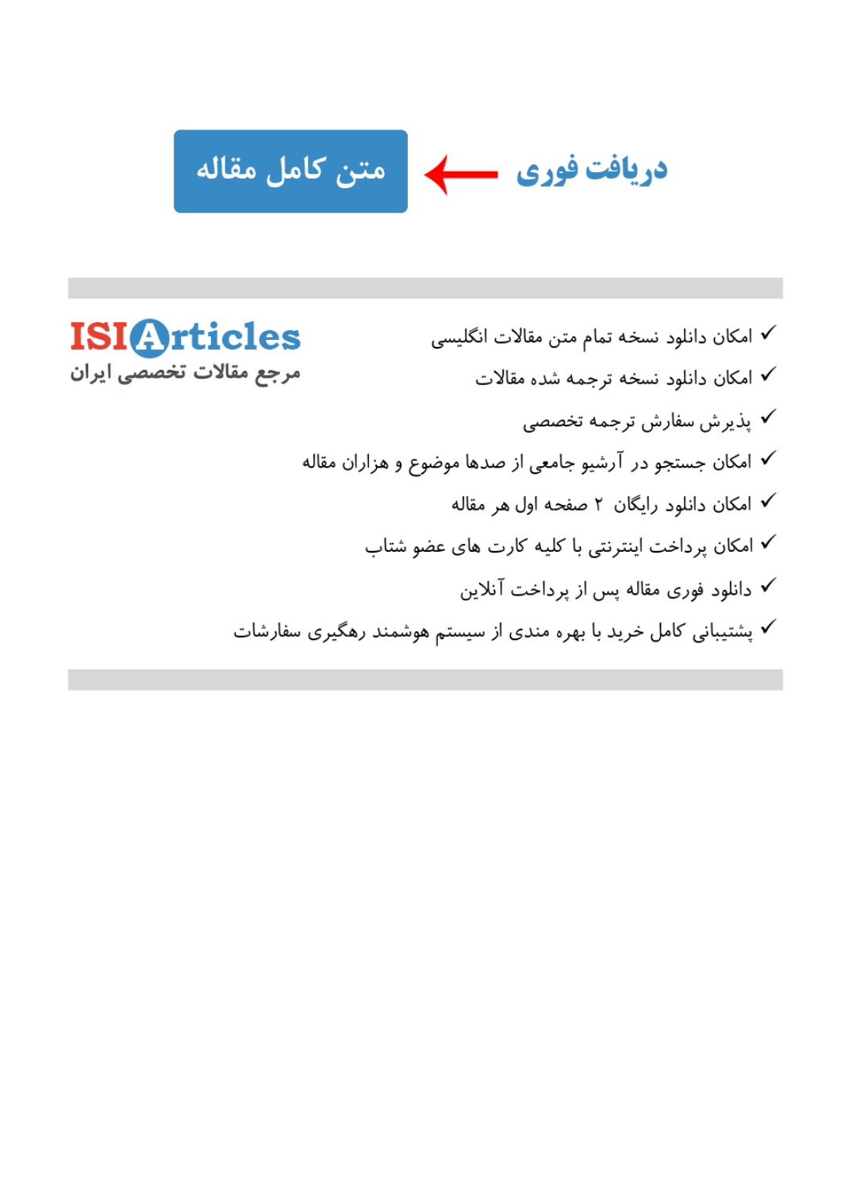دریافت فوری ← متن کامل مقاله

ISIArticles
مرجع مقالات تخصصی ایران

- ✓ امکان دانلود نسخه تمام متن مقالات انگلیسی
- ✓ امکان دانلود نسخه ترجمه شده مقالات
- ✓ پذیرش سفارش ترجمه تخصصی
- ✓ امکان جستجو در آرشیو جامعی از صدها موضوع و هزاران مقاله
- ✓ امکان دانلود رایگان ۲ صفحه اول هر مقاله
- ✓ امکان پرداخت اینترنتی با کلیه کارت های عضو شتاب
- ✓ دانلود فوری مقاله پس از پرداخت آنلاین
- ✓ پشتیبانی کامل خرید با بهره مندی از سیستم هوشمند رهگیری سفارشات